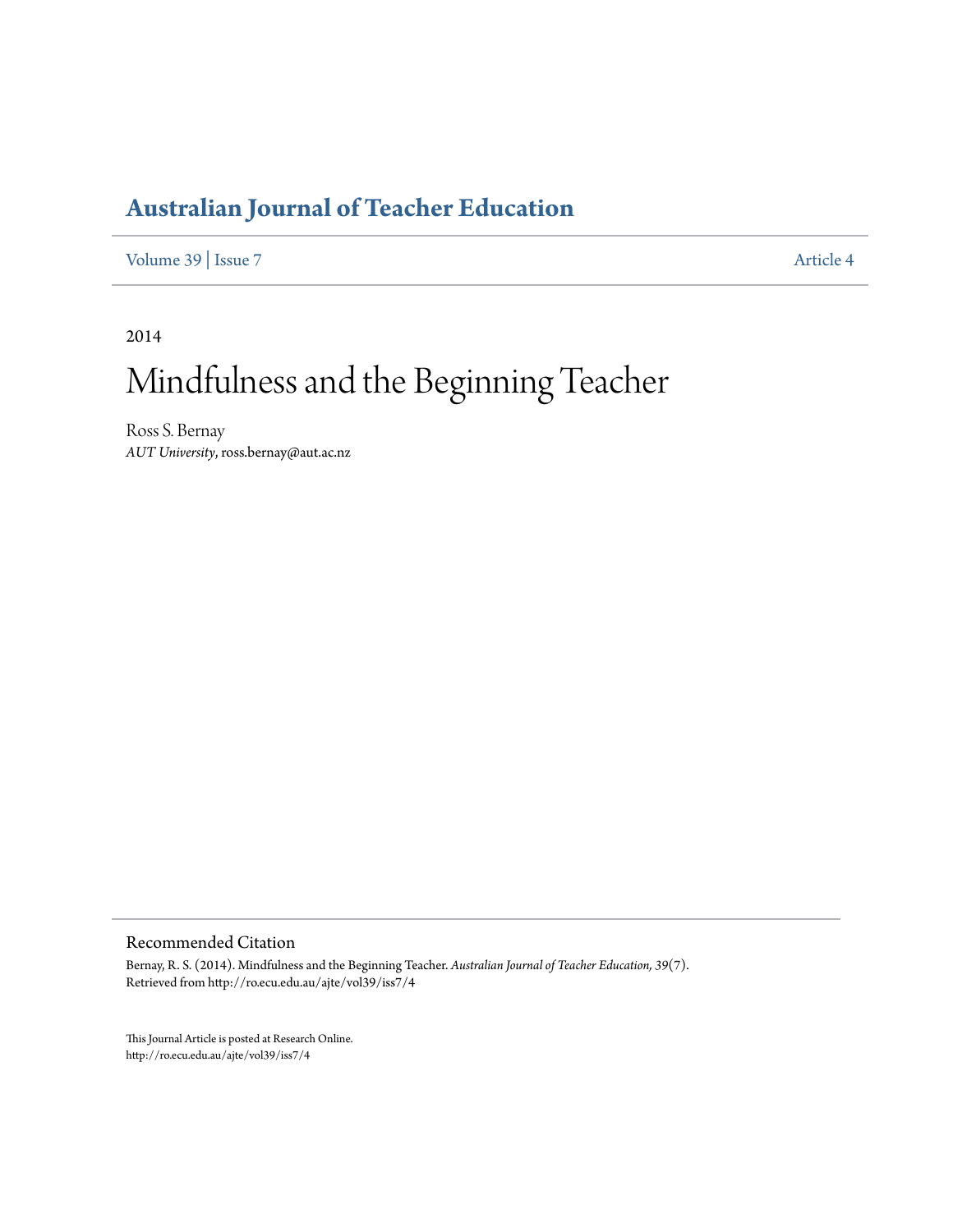# Australian Journal of Teacher Education

Volume 39 | Issue 7 Article 4

2014

# Mindfulness and the Beginning Teacher

Ross S. Bernay
*AUT University*, ross.bernay@aut.ac.nz

## Recommended Citation

Bernay, R. S. (2014). Mindfulness and the Beginning Teacher. *Australian Journal of Teacher Education, 39*(7).
Retrieved from http://ro.ecu.edu.au/ajte/vol39/iss7/4

This Journal Article is posted at Research Online.
http://ro.ecu.edu.au/ajte/vol39/iss7/4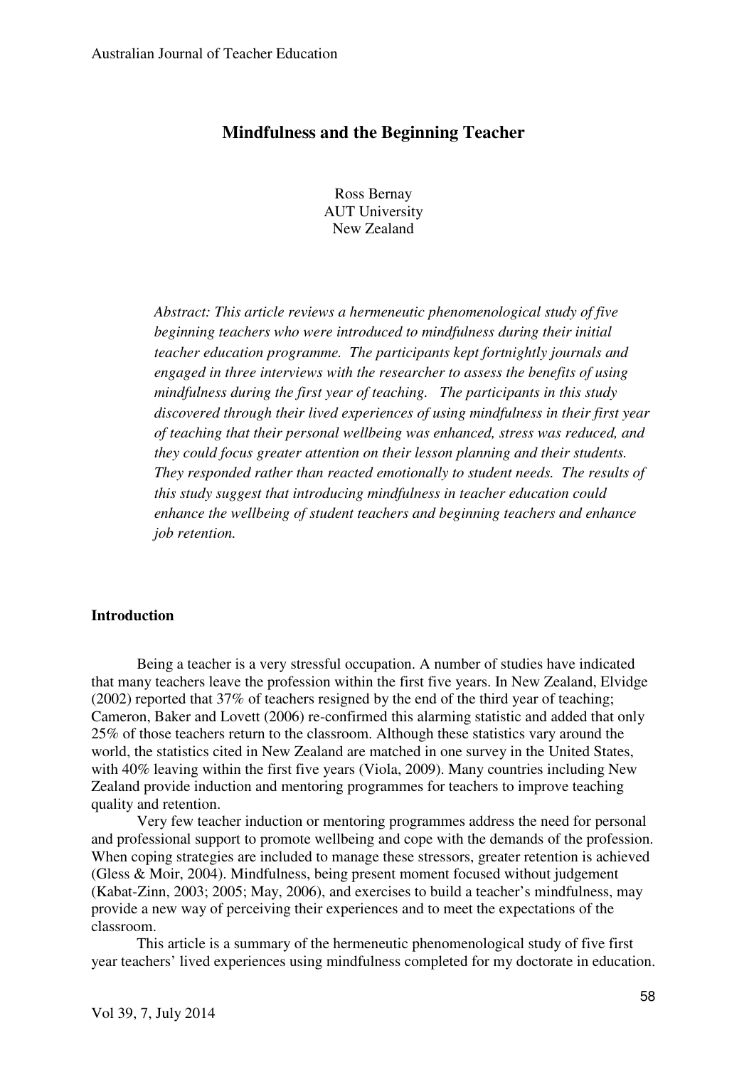# Mindfulness and the Beginning Teacher

Ross Bernay
AUT University
New Zealand

*Abstract: This article reviews a hermeneutic phenomenological study of five beginning teachers who were introduced to mindfulness during their initial teacher education programme. The participants kept fortnightly journals and engaged in three interviews with the researcher to assess the benefits of using mindfulness during the first year of teaching. The participants in this study discovered through their lived experiences of using mindfulness in their first year of teaching that their personal wellbeing was enhanced, stress was reduced, and they could focus greater attention on their lesson planning and their students. They responded rather than reacted emotionally to student needs. The results of this study suggest that introducing mindfulness in teacher education could enhance the wellbeing of student teachers and beginning teachers and enhance job retention.*

## Introduction

Being a teacher is a very stressful occupation. A number of studies have indicated that many teachers leave the profession within the first five years. In New Zealand, Elvidge (2002) reported that 37% of teachers resigned by the end of the third year of teaching; Cameron, Baker and Lovett (2006) re-confirmed this alarming statistic and added that only 25% of those teachers return to the classroom. Although these statistics vary around the world, the statistics cited in New Zealand are matched in one survey in the United States, with 40% leaving within the first five years (Viola, 2009). Many countries including New Zealand provide induction and mentoring programmes for teachers to improve teaching quality and retention.

Very few teacher induction or mentoring programmes address the need for personal and professional support to promote wellbeing and cope with the demands of the profession. When coping strategies are included to manage these stressors, greater retention is achieved (Gless & Moir, 2004). Mindfulness, being present moment focused without judgement (Kabat-Zinn, 2003; 2005; May, 2006), and exercises to build a teacher's mindfulness, may provide a new way of perceiving their experiences and to meet the expectations of the classroom.

This article is a summary of the hermeneutic phenomenological study of five first year teachers' lived experiences using mindfulness completed for my doctorate in education.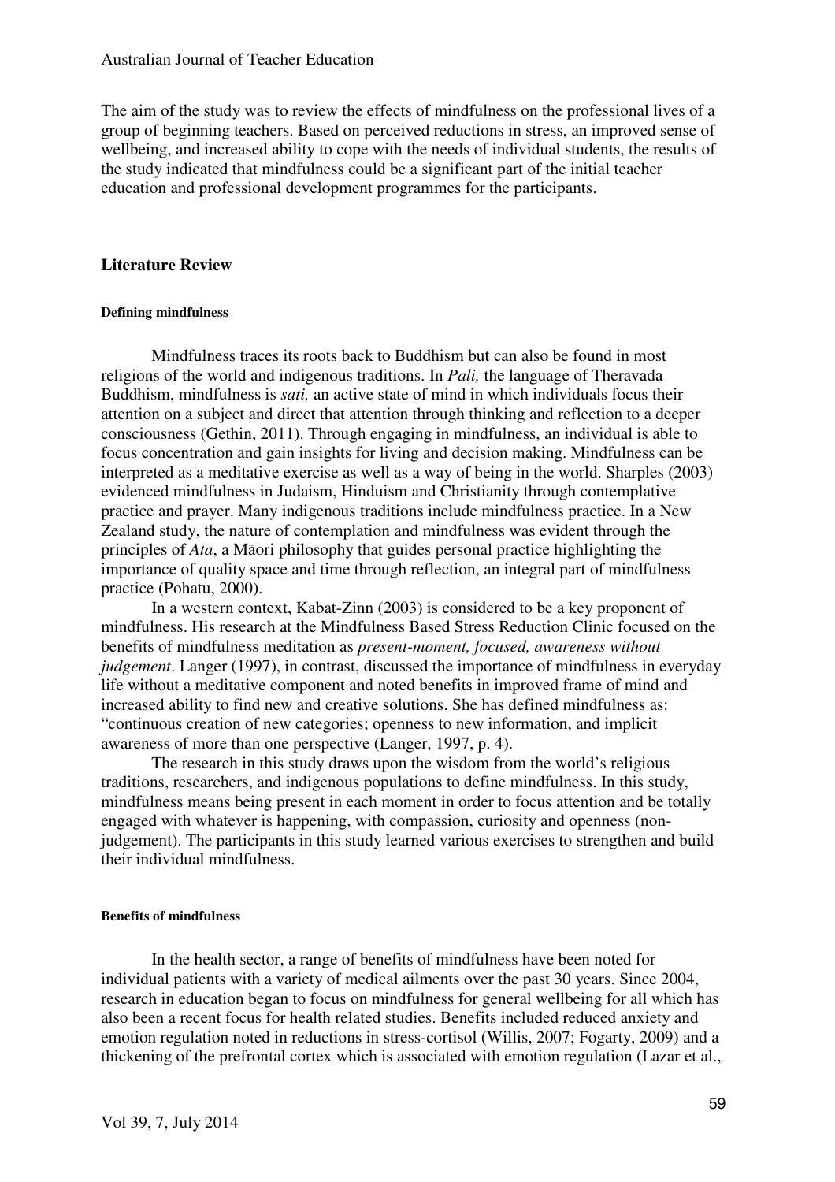The aim of the study was to review the effects of mindfulness on the professional lives of a group of beginning teachers. Based on perceived reductions in stress, an improved sense of wellbeing, and increased ability to cope with the needs of individual students, the results of the study indicated that mindfulness could be a significant part of the initial teacher education and professional development programmes for the participants.

## Literature Review

#### Defining mindfulness

Mindfulness traces its roots back to Buddhism but can also be found in most religions of the world and indigenous traditions. In *Pali,* the language of Theravada Buddhism, mindfulness is *sati,* an active state of mind in which individuals focus their attention on a subject and direct that attention through thinking and reflection to a deeper consciousness (Gethin, 2011). Through engaging in mindfulness, an individual is able to focus concentration and gain insights for living and decision making. Mindfulness can be interpreted as a meditative exercise as well as a way of being in the world. Sharples (2003) evidenced mindfulness in Judaism, Hinduism and Christianity through contemplative practice and prayer. Many indigenous traditions include mindfulness practice. In a New Zealand study, the nature of contemplation and mindfulness was evident through the principles of *Ata*, a Māori philosophy that guides personal practice highlighting the importance of quality space and time through reflection, an integral part of mindfulness practice (Pohatu, 2000).

In a western context, Kabat-Zinn (2003) is considered to be a key proponent of mindfulness. His research at the Mindfulness Based Stress Reduction Clinic focused on the benefits of mindfulness meditation as *present-moment, focused, awareness without judgement*. Langer (1997), in contrast, discussed the importance of mindfulness in everyday life without a meditative component and noted benefits in improved frame of mind and increased ability to find new and creative solutions. She has defined mindfulness as: "continuous creation of new categories; openness to new information, and implicit awareness of more than one perspective (Langer, 1997, p. 4).

The research in this study draws upon the wisdom from the world's religious traditions, researchers, and indigenous populations to define mindfulness. In this study, mindfulness means being present in each moment in order to focus attention and be totally engaged with whatever is happening, with compassion, curiosity and openness (non-judgement). The participants in this study learned various exercises to strengthen and build their individual mindfulness.

#### Benefits of mindfulness

In the health sector, a range of benefits of mindfulness have been noted for individual patients with a variety of medical ailments over the past 30 years. Since 2004, research in education began to focus on mindfulness for general wellbeing for all which has also been a recent focus for health related studies. Benefits included reduced anxiety and emotion regulation noted in reductions in stress-cortisol (Willis, 2007; Fogarty, 2009) and a thickening of the prefrontal cortex which is associated with emotion regulation (Lazar et al.,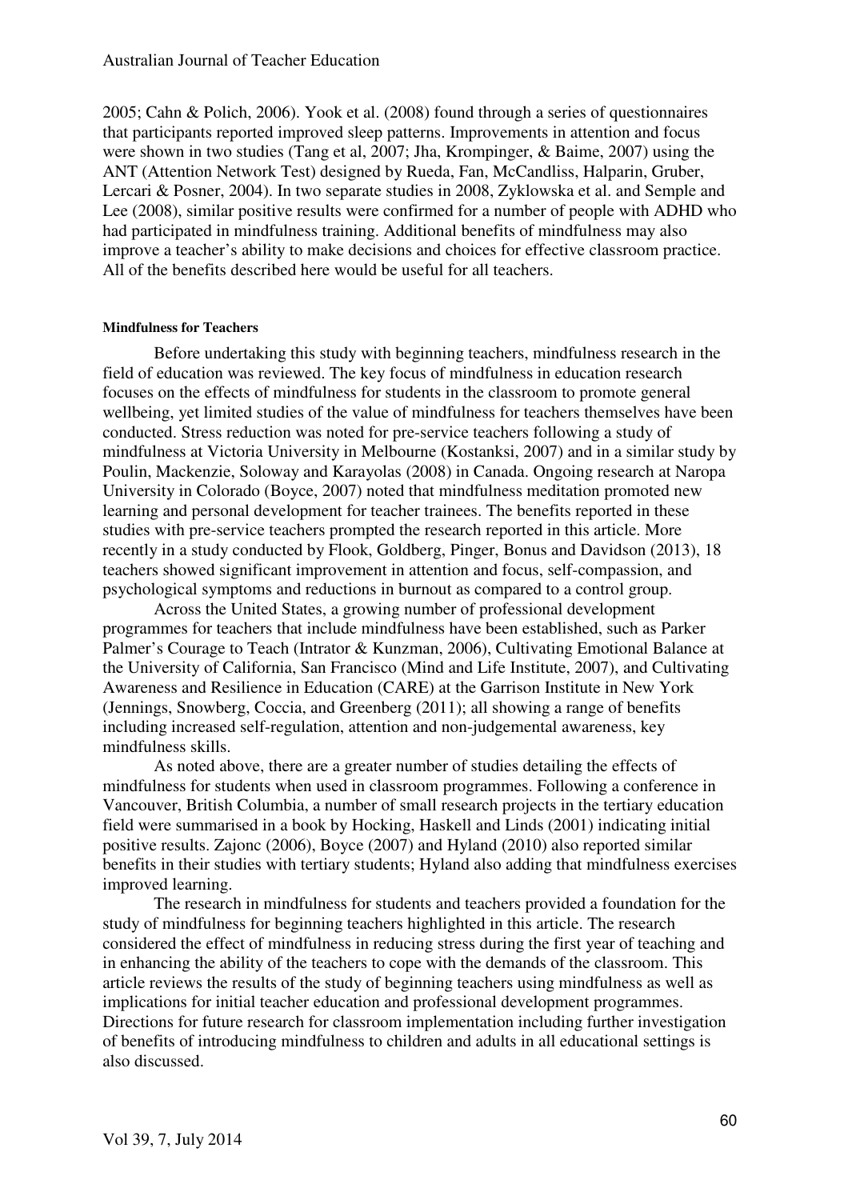2005; Cahn & Polich, 2006). Yook et al. (2008) found through a series of questionnaires that participants reported improved sleep patterns. Improvements in attention and focus were shown in two studies (Tang et al, 2007; Jha, Krompinger, & Baime, 2007) using the ANT (Attention Network Test) designed by Rueda, Fan, McCandliss, Halparin, Gruber, Lercari & Posner, 2004). In two separate studies in 2008, Zyklowska et al. and Semple and Lee (2008), similar positive results were confirmed for a number of people with ADHD who had participated in mindfulness training. Additional benefits of mindfulness may also improve a teacher's ability to make decisions and choices for effective classroom practice. All of the benefits described here would be useful for all teachers.

#### Mindfulness for Teachers

Before undertaking this study with beginning teachers, mindfulness research in the field of education was reviewed. The key focus of mindfulness in education research focuses on the effects of mindfulness for students in the classroom to promote general wellbeing, yet limited studies of the value of mindfulness for teachers themselves have been conducted. Stress reduction was noted for pre-service teachers following a study of mindfulness at Victoria University in Melbourne (Kostanksi, 2007) and in a similar study by Poulin, Mackenzie, Soloway and Karayolas (2008) in Canada. Ongoing research at Naropa University in Colorado (Boyce, 2007) noted that mindfulness meditation promoted new learning and personal development for teacher trainees. The benefits reported in these studies with pre-service teachers prompted the research reported in this article. More recently in a study conducted by Flook, Goldberg, Pinger, Bonus and Davidson (2013), 18 teachers showed significant improvement in attention and focus, self-compassion, and psychological symptoms and reductions in burnout as compared to a control group.

Across the United States, a growing number of professional development programmes for teachers that include mindfulness have been established, such as Parker Palmer's Courage to Teach (Intrator & Kunzman, 2006), Cultivating Emotional Balance at the University of California, San Francisco (Mind and Life Institute, 2007), and Cultivating Awareness and Resilience in Education (CARE) at the Garrison Institute in New York (Jennings, Snowberg, Coccia, and Greenberg (2011); all showing a range of benefits including increased self-regulation, attention and non-judgemental awareness, key mindfulness skills.

As noted above, there are a greater number of studies detailing the effects of mindfulness for students when used in classroom programmes. Following a conference in Vancouver, British Columbia, a number of small research projects in the tertiary education field were summarised in a book by Hocking, Haskell and Linds (2001) indicating initial positive results. Zajonc (2006), Boyce (2007) and Hyland (2010) also reported similar benefits in their studies with tertiary students; Hyland also adding that mindfulness exercises improved learning.

The research in mindfulness for students and teachers provided a foundation for the study of mindfulness for beginning teachers highlighted in this article. The research considered the effect of mindfulness in reducing stress during the first year of teaching and in enhancing the ability of the teachers to cope with the demands of the classroom. This article reviews the results of the study of beginning teachers using mindfulness as well as implications for initial teacher education and professional development programmes. Directions for future research for classroom implementation including further investigation of benefits of introducing mindfulness to children and adults in all educational settings is also discussed.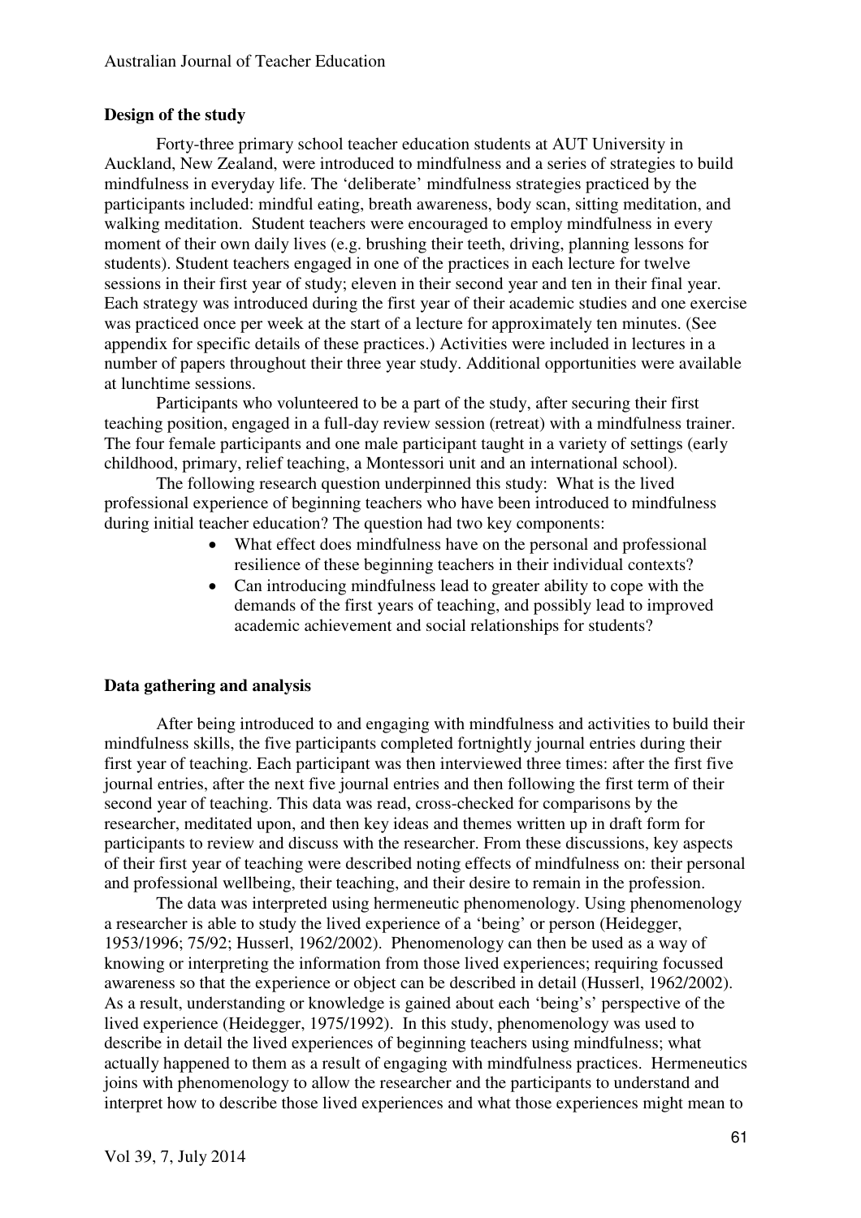## Design of the study

Forty-three primary school teacher education students at AUT University in Auckland, New Zealand, were introduced to mindfulness and a series of strategies to build mindfulness in everyday life. The 'deliberate' mindfulness strategies practiced by the participants included: mindful eating, breath awareness, body scan, sitting meditation, and walking meditation. Student teachers were encouraged to employ mindfulness in every moment of their own daily lives (e.g. brushing their teeth, driving, planning lessons for students). Student teachers engaged in one of the practices in each lecture for twelve sessions in their first year of study; eleven in their second year and ten in their final year. Each strategy was introduced during the first year of their academic studies and one exercise was practiced once per week at the start of a lecture for approximately ten minutes. (See appendix for specific details of these practices.) Activities were included in lectures in a number of papers throughout their three year study. Additional opportunities were available at lunchtime sessions.

Participants who volunteered to be a part of the study, after securing their first teaching position, engaged in a full-day review session (retreat) with a mindfulness trainer. The four female participants and one male participant taught in a variety of settings (early childhood, primary, relief teaching, a Montessori unit and an international school).

The following research question underpinned this study: What is the lived professional experience of beginning teachers who have been introduced to mindfulness during initial teacher education? The question had two key components:

- What effect does mindfulness have on the personal and professional resilience of these beginning teachers in their individual contexts?
- Can introducing mindfulness lead to greater ability to cope with the demands of the first years of teaching, and possibly lead to improved academic achievement and social relationships for students?

## Data gathering and analysis

After being introduced to and engaging with mindfulness and activities to build their mindfulness skills, the five participants completed fortnightly journal entries during their first year of teaching. Each participant was then interviewed three times: after the first five journal entries, after the next five journal entries and then following the first term of their second year of teaching. This data was read, cross-checked for comparisons by the researcher, meditated upon, and then key ideas and themes written up in draft form for participants to review and discuss with the researcher. From these discussions, key aspects of their first year of teaching were described noting effects of mindfulness on: their personal and professional wellbeing, their teaching, and their desire to remain in the profession.

The data was interpreted using hermeneutic phenomenology. Using phenomenology a researcher is able to study the lived experience of a 'being' or person (Heidegger, 1953/1996; 75/92; Husserl, 1962/2002). Phenomenology can then be used as a way of knowing or interpreting the information from those lived experiences; requiring focussed awareness so that the experience or object can be described in detail (Husserl, 1962/2002). As a result, understanding or knowledge is gained about each 'being's' perspective of the lived experience (Heidegger, 1975/1992). In this study, phenomenology was used to describe in detail the lived experiences of beginning teachers using mindfulness; what actually happened to them as a result of engaging with mindfulness practices. Hermeneutics joins with phenomenology to allow the researcher and the participants to understand and interpret how to describe those lived experiences and what those experiences might mean to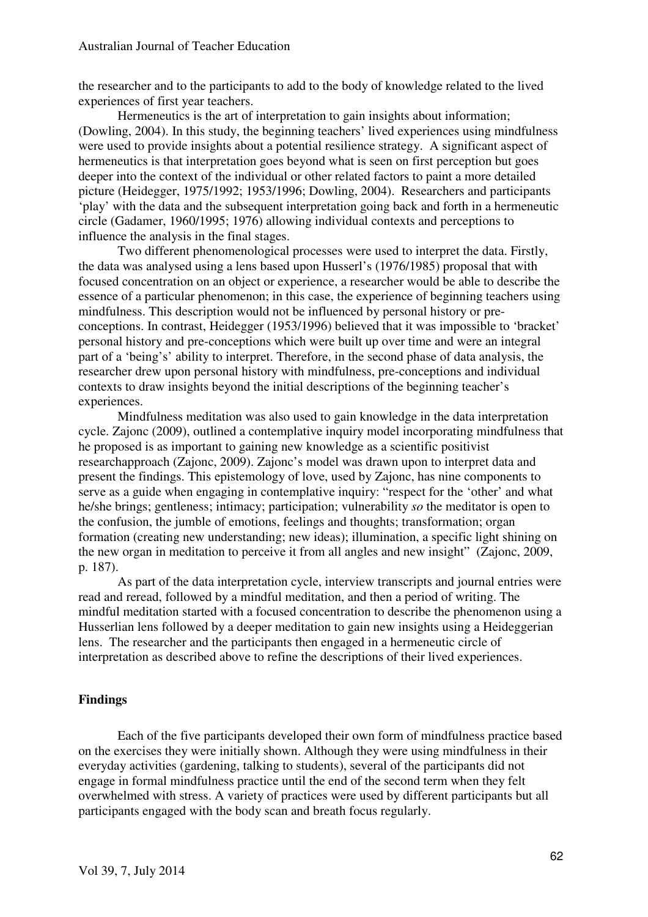the researcher and to the participants to add to the body of knowledge related to the lived experiences of first year teachers.

Hermeneutics is the art of interpretation to gain insights about information; (Dowling, 2004). In this study, the beginning teachers' lived experiences using mindfulness were used to provide insights about a potential resilience strategy. A significant aspect of hermeneutics is that interpretation goes beyond what is seen on first perception but goes deeper into the context of the individual or other related factors to paint a more detailed picture (Heidegger, 1975/1992; 1953/1996; Dowling, 2004). Researchers and participants 'play' with the data and the subsequent interpretation going back and forth in a hermeneutic circle (Gadamer, 1960/1995; 1976) allowing individual contexts and perceptions to influence the analysis in the final stages.

Two different phenomenological processes were used to interpret the data. Firstly, the data was analysed using a lens based upon Husserl's (1976/1985) proposal that with focused concentration on an object or experience, a researcher would be able to describe the essence of a particular phenomenon; in this case, the experience of beginning teachers using mindfulness. This description would not be influenced by personal history or pre-conceptions. In contrast, Heidegger (1953/1996) believed that it was impossible to 'bracket' personal history and pre-conceptions which were built up over time and were an integral part of a 'being's' ability to interpret. Therefore, in the second phase of data analysis, the researcher drew upon personal history with mindfulness, pre-conceptions and individual contexts to draw insights beyond the initial descriptions of the beginning teacher's experiences.

Mindfulness meditation was also used to gain knowledge in the data interpretation cycle. Zajonc (2009), outlined a contemplative inquiry model incorporating mindfulness that he proposed is as important to gaining new knowledge as a scientific positivist researchapproach (Zajonc, 2009). Zajonc's model was drawn upon to interpret data and present the findings. This epistemology of love, used by Zajonc, has nine components to serve as a guide when engaging in contemplative inquiry: "respect for the 'other' and what he/she brings; gentleness; intimacy; participation; vulnerability *so* the meditator is open to the confusion, the jumble of emotions, feelings and thoughts; transformation; organ formation (creating new understanding; new ideas); illumination, a specific light shining on the new organ in meditation to perceive it from all angles and new insight" (Zajonc, 2009, p. 187).

As part of the data interpretation cycle, interview transcripts and journal entries were read and reread, followed by a mindful meditation, and then a period of writing. The mindful meditation started with a focused concentration to describe the phenomenon using a Husserlian lens followed by a deeper meditation to gain new insights using a Heideggerian lens. The researcher and the participants then engaged in a hermeneutic circle of interpretation as described above to refine the descriptions of their lived experiences.

## Findings

Each of the five participants developed their own form of mindfulness practice based on the exercises they were initially shown. Although they were using mindfulness in their everyday activities (gardening, talking to students), several of the participants did not engage in formal mindfulness practice until the end of the second term when they felt overwhelmed with stress. A variety of practices were used by different participants but all participants engaged with the body scan and breath focus regularly.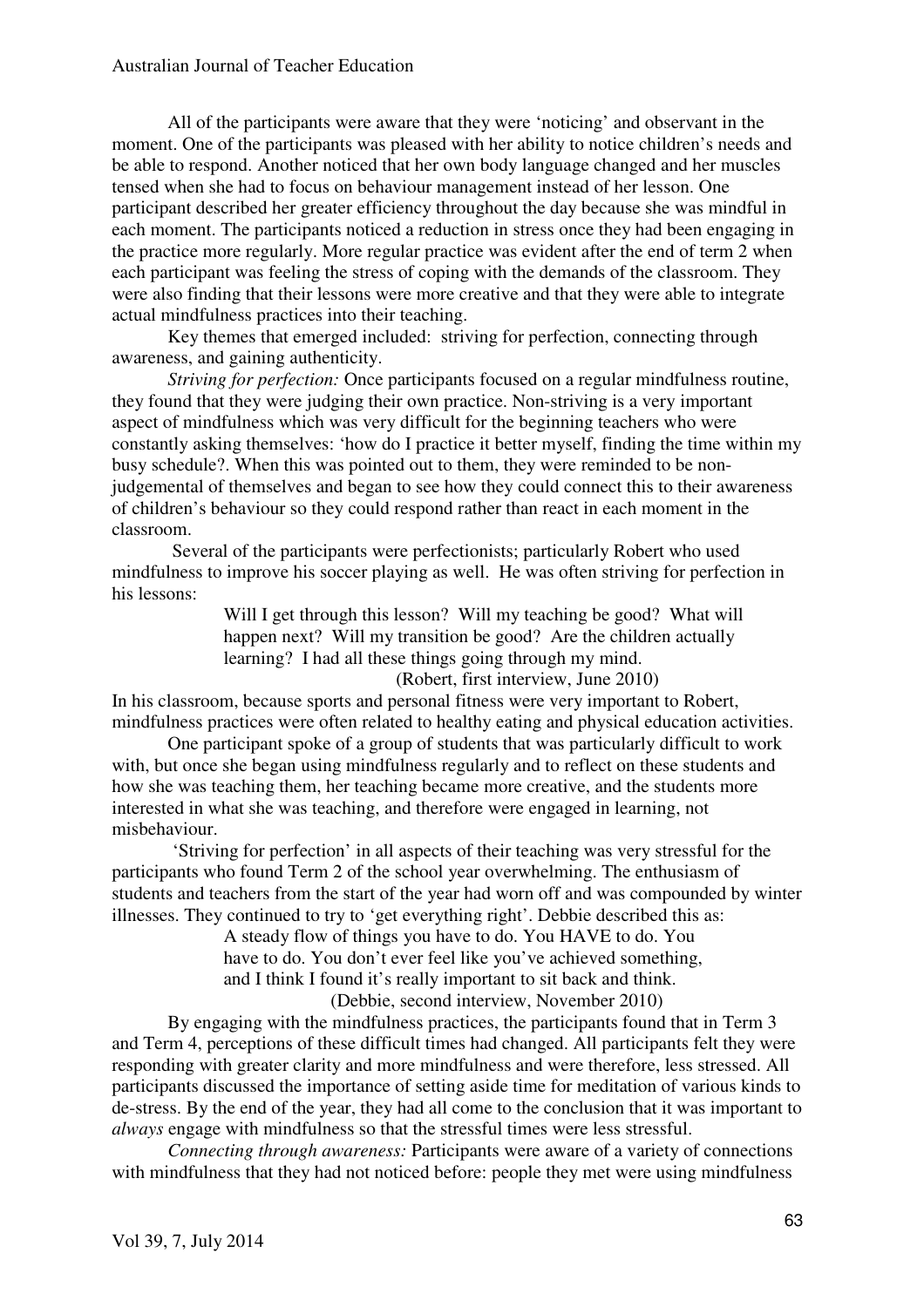All of the participants were aware that they were 'noticing' and observant in the moment. One of the participants was pleased with her ability to notice children's needs and be able to respond. Another noticed that her own body language changed and her muscles tensed when she had to focus on behaviour management instead of her lesson. One participant described her greater efficiency throughout the day because she was mindful in each moment. The participants noticed a reduction in stress once they had been engaging in the practice more regularly. More regular practice was evident after the end of term 2 when each participant was feeling the stress of coping with the demands of the classroom. They were also finding that their lessons were more creative and that they were able to integrate actual mindfulness practices into their teaching.

Key themes that emerged included: striving for perfection, connecting through awareness, and gaining authenticity.

*Striving for perfection:* Once participants focused on a regular mindfulness routine, they found that they were judging their own practice. Non-striving is a very important aspect of mindfulness which was very difficult for the beginning teachers who were constantly asking themselves: 'how do I practice it better myself, finding the time within my busy schedule?. When this was pointed out to them, they were reminded to be non-judgemental of themselves and began to see how they could connect this to their awareness of children's behaviour so they could respond rather than react in each moment in the classroom.

Several of the participants were perfectionists; particularly Robert who used mindfulness to improve his soccer playing as well. He was often striving for perfection in his lessons:

> Will I get through this lesson? Will my teaching be good? What will happen next? Will my transition be good? Are the children actually learning? I had all these things going through my mind.
>
> (Robert, first interview, June 2010)

In his classroom, because sports and personal fitness were very important to Robert, mindfulness practices were often related to healthy eating and physical education activities.

One participant spoke of a group of students that was particularly difficult to work with, but once she began using mindfulness regularly and to reflect on these students and how she was teaching them, her teaching became more creative, and the students more interested in what she was teaching, and therefore were engaged in learning, not misbehaviour.

'Striving for perfection' in all aspects of their teaching was very stressful for the participants who found Term 2 of the school year overwhelming. The enthusiasm of students and teachers from the start of the year had worn off and was compounded by winter illnesses. They continued to try to 'get everything right'. Debbie described this as:

> A steady flow of things you have to do. You HAVE to do. You have to do. You don't ever feel like you've achieved something, and I think I found it's really important to sit back and think.
>
> (Debbie, second interview, November 2010)

By engaging with the mindfulness practices, the participants found that in Term 3 and Term 4, perceptions of these difficult times had changed. All participants felt they were responding with greater clarity and more mindfulness and were therefore, less stressed. All participants discussed the importance of setting aside time for meditation of various kinds to de-stress. By the end of the year, they had all come to the conclusion that it was important to *always* engage with mindfulness so that the stressful times were less stressful.

*Connecting through awareness:* Participants were aware of a variety of connections with mindfulness that they had not noticed before: people they met were using mindfulness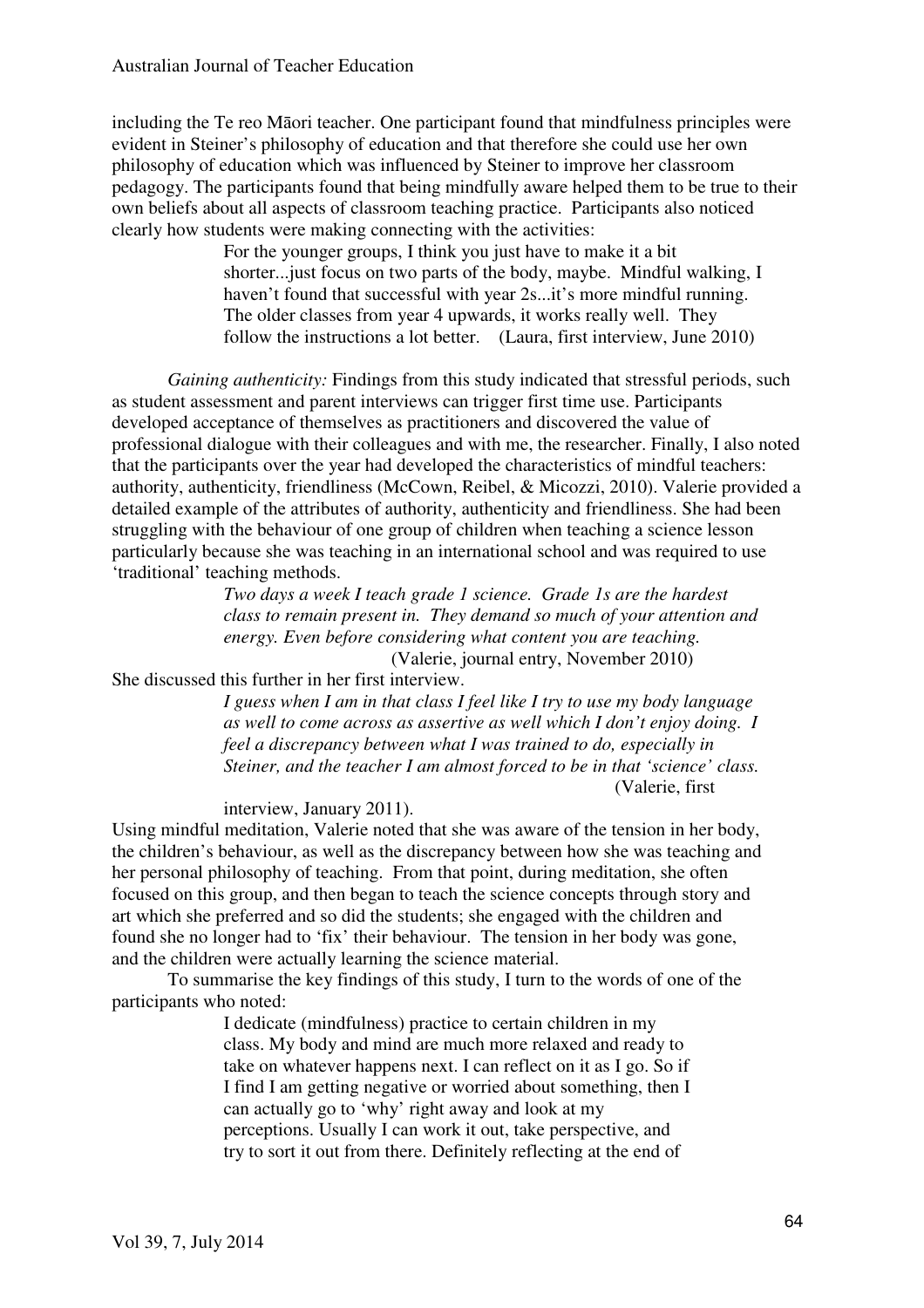including the Te reo Māori teacher. One participant found that mindfulness principles were evident in Steiner's philosophy of education and that therefore she could use her own philosophy of education which was influenced by Steiner to improve her classroom pedagogy. The participants found that being mindfully aware helped them to be true to their own beliefs about all aspects of classroom teaching practice. Participants also noticed clearly how students were making connecting with the activities:

> For the younger groups, I think you just have to make it a bit shorter...just focus on two parts of the body, maybe. Mindful walking, I haven't found that successful with year 2s...it's more mindful running. The older classes from year 4 upwards, it works really well. They follow the instructions a lot better. (Laura, first interview, June 2010)

*Gaining authenticity:* Findings from this study indicated that stressful periods, such as student assessment and parent interviews can trigger first time use. Participants developed acceptance of themselves as practitioners and discovered the value of professional dialogue with their colleagues and with me, the researcher. Finally, I also noted that the participants over the year had developed the characteristics of mindful teachers: authority, authenticity, friendliness (McCown, Reibel, & Micozzi, 2010). Valerie provided a detailed example of the attributes of authority, authenticity and friendliness. She had been struggling with the behaviour of one group of children when teaching a science lesson particularly because she was teaching in an international school and was required to use 'traditional' teaching methods.

> *Two days a week I teach grade 1 science. Grade 1s are the hardest class to remain present in. They demand so much of your attention and energy. Even before considering what content you are teaching.* (Valerie, journal entry, November 2010)

She discussed this further in her first interview.

> *I guess when I am in that class I feel like I try to use my body language as well to come across as assertive as well which I don't enjoy doing. I feel a discrepancy between what I was trained to do, especially in Steiner, and the teacher I am almost forced to be in that 'science' class.* (Valerie, first interview, January 2011).

Using mindful meditation, Valerie noted that she was aware of the tension in her body, the children's behaviour, as well as the discrepancy between how she was teaching and her personal philosophy of teaching. From that point, during meditation, she often focused on this group, and then began to teach the science concepts through story and art which she preferred and so did the students; she engaged with the children and found she no longer had to 'fix' their behaviour. The tension in her body was gone, and the children were actually learning the science material.

To summarise the key findings of this study, I turn to the words of one of the participants who noted:

> I dedicate (mindfulness) practice to certain children in my class. My body and mind are much more relaxed and ready to take on whatever happens next. I can reflect on it as I go. So if I find I am getting negative or worried about something, then I can actually go to 'why' right away and look at my perceptions. Usually I can work it out, take perspective, and try to sort it out from there. Definitely reflecting at the end of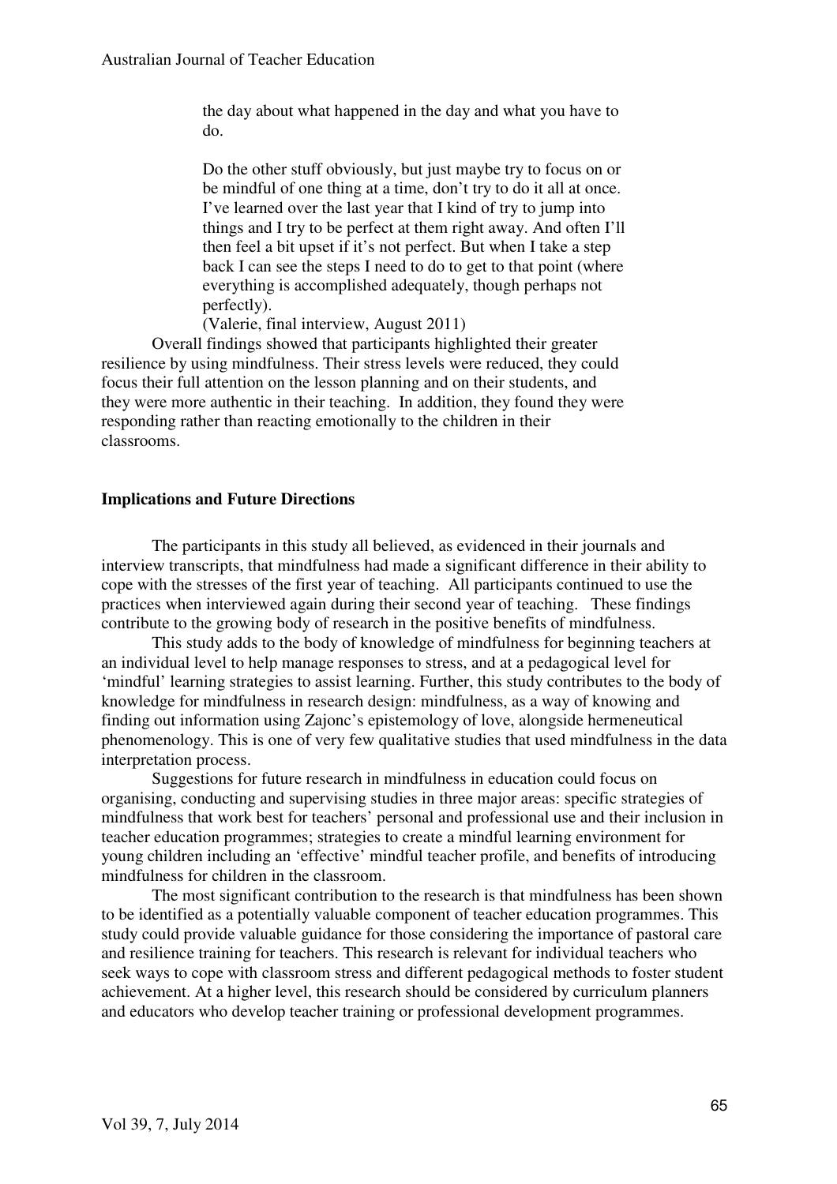> the day about what happened in the day and what you have to do.
>
> Do the other stuff obviously, but just maybe try to focus on or be mindful of one thing at a time, don't try to do it all at once. I've learned over the last year that I kind of try to jump into things and I try to be perfect at them right away. And often I'll then feel a bit upset if it's not perfect. But when I take a step back I can see the steps I need to do to get to that point (where everything is accomplished adequately, though perhaps not perfectly).
>
> (Valerie, final interview, August 2011)

Overall findings showed that participants highlighted their greater resilience by using mindfulness. Their stress levels were reduced, they could focus their full attention on the lesson planning and on their students, and they were more authentic in their teaching. In addition, they found they were responding rather than reacting emotionally to the children in their classrooms.

**Implications and Future Directions**

The participants in this study all believed, as evidenced in their journals and interview transcripts, that mindfulness had made a significant difference in their ability to cope with the stresses of the first year of teaching. All participants continued to use the practices when interviewed again during their second year of teaching. These findings contribute to the growing body of research in the positive benefits of mindfulness.

This study adds to the body of knowledge of mindfulness for beginning teachers at an individual level to help manage responses to stress, and at a pedagogical level for 'mindful' learning strategies to assist learning. Further, this study contributes to the body of knowledge for mindfulness in research design: mindfulness, as a way of knowing and finding out information using Zajonc's epistemology of love, alongside hermeneutical phenomenology. This is one of very few qualitative studies that used mindfulness in the data interpretation process.

Suggestions for future research in mindfulness in education could focus on organising, conducting and supervising studies in three major areas: specific strategies of mindfulness that work best for teachers' personal and professional use and their inclusion in teacher education programmes; strategies to create a mindful learning environment for young children including an 'effective' mindful teacher profile, and benefits of introducing mindfulness for children in the classroom.

The most significant contribution to the research is that mindfulness has been shown to be identified as a potentially valuable component of teacher education programmes. This study could provide valuable guidance for those considering the importance of pastoral care and resilience training for teachers. This research is relevant for individual teachers who seek ways to cope with classroom stress and different pedagogical methods to foster student achievement. At a higher level, this research should be considered by curriculum planners and educators who develop teacher training or professional development programmes.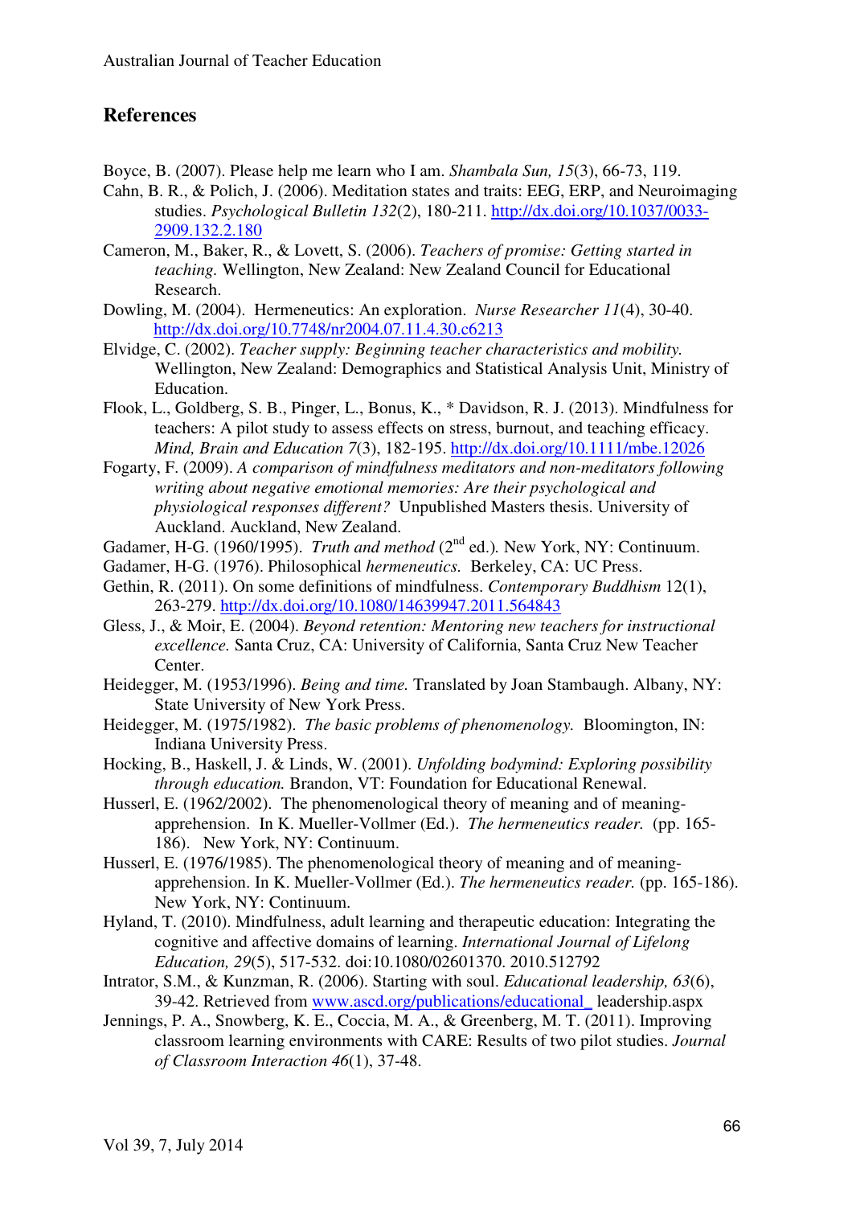## References

Boyce, B. (2007). Please help me learn who I am. *Shambala Sun, 15*(3), 66-73, 119.

Cahn, B. R., & Polich, J. (2006). Meditation states and traits: EEG, ERP, and Neuroimaging studies. *Psychological Bulletin 132*(2), 180-211. http://dx.doi.org/10.1037/0033-2909.132.2.180

Cameron, M., Baker, R., & Lovett, S. (2006). *Teachers of promise: Getting started in teaching.* Wellington, New Zealand: New Zealand Council for Educational Research.

Dowling, M. (2004). Hermeneutics: An exploration. *Nurse Researcher 11*(4), 30-40. http://dx.doi.org/10.7748/nr2004.07.11.4.30.c6213

Elvidge, C. (2002). *Teacher supply: Beginning teacher characteristics and mobility.* Wellington, New Zealand: Demographics and Statistical Analysis Unit, Ministry of Education.

Flook, L., Goldberg, S. B., Pinger, L., Bonus, K., * Davidson, R. J. (2013). Mindfulness for teachers: A pilot study to assess effects on stress, burnout, and teaching efficacy. *Mind, Brain and Education 7*(3), 182-195. http://dx.doi.org/10.1111/mbe.12026

Fogarty, F. (2009). *A comparison of mindfulness meditators and non-meditators following writing about negative emotional memories: Are their psychological and physiological responses different?* Unpublished Masters thesis. University of Auckland. Auckland, New Zealand.

Gadamer, H-G. (1960/1995). *Truth and method* (2nd ed.). New York, NY: Continuum.

Gadamer, H-G. (1976). Philosophical *hermeneutics.* Berkeley, CA: UC Press.

Gethin, R. (2011). On some definitions of mindfulness. *Contemporary Buddhism* 12(1), 263-279. http://dx.doi.org/10.1080/14639947.2011.564843

Gless, J., & Moir, E. (2004). *Beyond retention: Mentoring new teachers for instructional excellence.* Santa Cruz, CA: University of California, Santa Cruz New Teacher Center.

Heidegger, M. (1953/1996). *Being and time.* Translated by Joan Stambaugh. Albany, NY: State University of New York Press.

Heidegger, M. (1975/1982). *The basic problems of phenomenology.* Bloomington, IN: Indiana University Press.

Hocking, B., Haskell, J. & Linds, W. (2001). *Unfolding bodymind: Exploring possibility through education.* Brandon, VT: Foundation for Educational Renewal.

Husserl, E. (1962/2002). The phenomenological theory of meaning and of meaning-apprehension. In K. Mueller-Vollmer (Ed.). *The hermeneutics reader.* (pp. 165-186). New York, NY: Continuum.

Husserl, E. (1976/1985). The phenomenological theory of meaning and of meaning-apprehension. In K. Mueller-Vollmer (Ed.). *The hermeneutics reader.* (pp. 165-186). New York, NY: Continuum.

Hyland, T. (2010). Mindfulness, adult learning and therapeutic education: Integrating the cognitive and affective domains of learning. *International Journal of Lifelong Education, 29*(5), 517-532. doi:10.1080/02601370. 2010.512792

Intrator, S.M., & Kunzman, R. (2006). Starting with soul. *Educational leadership, 63*(6), 39-42. Retrieved from www.ascd.org/publications/educational_ leadership.aspx

Jennings, P. A., Snowberg, K. E., Coccia, M. A., & Greenberg, M. T. (2011). Improving classroom learning environments with CARE: Results of two pilot studies. *Journal of Classroom Interaction 46*(1), 37-48.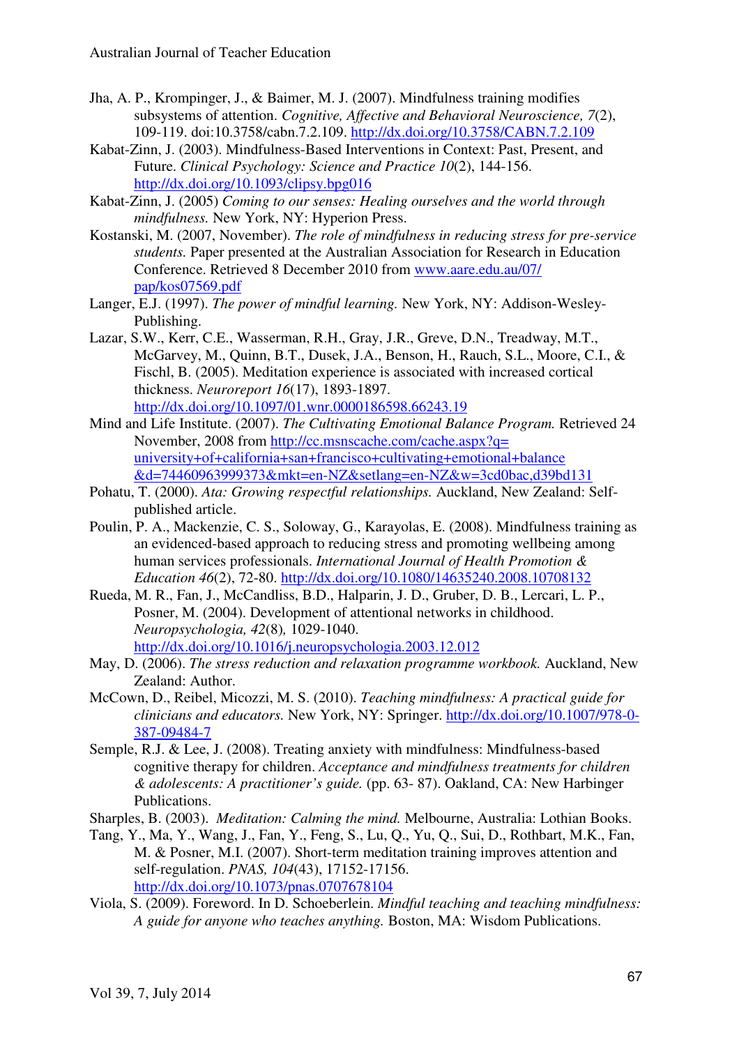Jha, A. P., Krompinger, J., & Baimer, M. J. (2007). Mindfulness training modifies subsystems of attention. *Cognitive, Affective and Behavioral Neuroscience, 7*(2), 109-119. doi:10.3758/cabn.7.2.109. http://dx.doi.org/10.3758/CABN.7.2.109

Kabat-Zinn, J. (2003). Mindfulness-Based Interventions in Context: Past, Present, and Future. *Clinical Psychology: Science and Practice 10*(2), 144-156. http://dx.doi.org/10.1093/clipsy.bpg016

Kabat-Zinn, J. (2005) *Coming to our senses: Healing ourselves and the world through mindfulness.* New York, NY: Hyperion Press.

Kostanski, M. (2007, November). *The role of mindfulness in reducing stress for pre-service students.* Paper presented at the Australian Association for Research in Education Conference. Retrieved 8 December 2010 from www.aare.edu.au/07/pap/kos07569.pdf

Langer, E.J. (1997). *The power of mindful learning.* New York, NY: Addison-Wesley-Publishing.

Lazar, S.W., Kerr, C.E., Wasserman, R.H., Gray, J.R., Greve, D.N., Treadway, M.T., McGarvey, M., Quinn, B.T., Dusek, J.A., Benson, H., Rauch, S.L., Moore, C.I., & Fischl, B. (2005). Meditation experience is associated with increased cortical thickness. *Neuroreport 16*(17), 1893-1897. http://dx.doi.org/10.1097/01.wnr.0000186598.66243.19

Mind and Life Institute. (2007). *The Cultivating Emotional Balance Program.* Retrieved 24 November, 2008 from http://cc.msnscache.com/cache.aspx?q=university+of+california+san+francisco+cultivating+emotional+balance&d=74460963999373&mkt=en-NZ&setlang=en-NZ&w=3cd0bac,d39bd131

Pohatu, T. (2000). *Ata: Growing respectful relationships.* Auckland, New Zealand: Self-published article.

Poulin, P. A., Mackenzie, C. S., Soloway, G., Karayolas, E. (2008). Mindfulness training as an evidenced-based approach to reducing stress and promoting wellbeing among human services professionals. *International Journal of Health Promotion & Education 46*(2), 72-80. http://dx.doi.org/10.1080/14635240.2008.10708132

Rueda, M. R., Fan, J., McCandliss, B.D., Halparin, J. D., Gruber, D. B., Lercari, L. P., Posner, M. (2004). Development of attentional networks in childhood. *Neuropsychologia, 42*(8)*,* 1029-1040. http://dx.doi.org/10.1016/j.neuropsychologia.2003.12.012

May, D. (2006). *The stress reduction and relaxation programme workbook.* Auckland, New Zealand: Author.

McCown, D., Reibel, Micozzi, M. S. (2010). *Teaching mindfulness: A practical guide for clinicians and educators.* New York, NY: Springer. http://dx.doi.org/10.1007/978-0-387-09484-7

Semple, R.J. & Lee, J. (2008). Treating anxiety with mindfulness: Mindfulness-based cognitive therapy for children. *Acceptance and mindfulness treatments for children & adolescents: A practitioner's guide.* (pp. 63- 87). Oakland, CA: New Harbinger Publications.

Sharples, B. (2003). *Meditation: Calming the mind.* Melbourne, Australia: Lothian Books.

Tang, Y., Ma, Y., Wang, J., Fan, Y., Feng, S., Lu, Q., Yu, Q., Sui, D., Rothbart, M.K., Fan, M. & Posner, M.I. (2007). Short-term meditation training improves attention and self-regulation. *PNAS, 104*(43), 17152-17156. http://dx.doi.org/10.1073/pnas.0707678104

Viola, S. (2009). Foreword. In D. Schoeberlein. *Mindful teaching and teaching mindfulness: A guide for anyone who teaches anything.* Boston, MA: Wisdom Publications.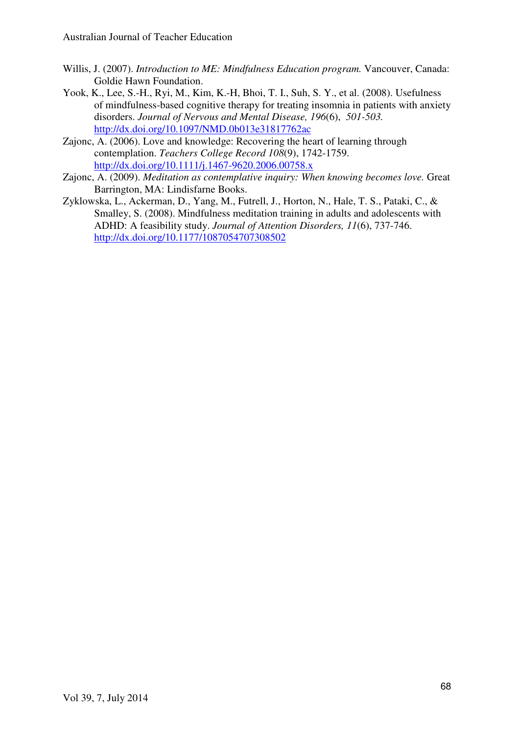Willis, J. (2007). *Introduction to ME: Mindfulness Education program.* Vancouver, Canada: Goldie Hawn Foundation.

Yook, K., Lee, S.-H., Ryi, M., Kim, K.-H, Bhoi, T. I., Suh, S. Y., et al. (2008). Usefulness of mindfulness-based cognitive therapy for treating insomnia in patients with anxiety disorders. *Journal of Nervous and Mental Disease, 196*(6), *501-503.* http://dx.doi.org/10.1097/NMD.0b013e31817762ac

Zajonc, A. (2006). Love and knowledge: Recovering the heart of learning through contemplation. *Teachers College Record 108*(9), 1742-1759. http://dx.doi.org/10.1111/j.1467-9620.2006.00758.x

Zajonc, A. (2009). *Meditation as contemplative inquiry: When knowing becomes love.* Great Barrington, MA: Lindisfarne Books.

Zyklowska, L., Ackerman, D., Yang, M., Futrell, J., Horton, N., Hale, T. S., Pataki, C., & Smalley, S. (2008). Mindfulness meditation training in adults and adolescents with ADHD: A feasibility study. *Journal of Attention Disorders, 11*(6), 737-746. http://dx.doi.org/10.1177/1087054707308502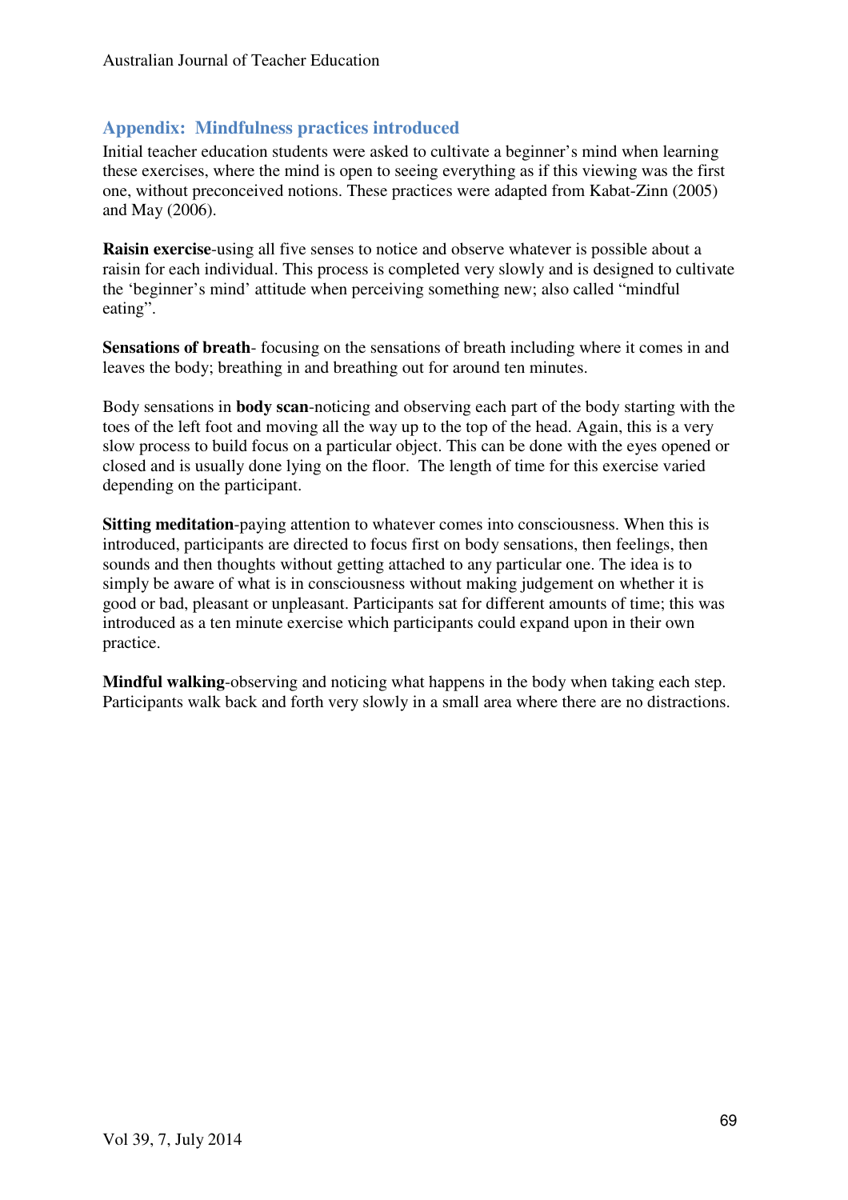## Appendix: Mindfulness practices introduced

Initial teacher education students were asked to cultivate a beginner's mind when learning these exercises, where the mind is open to seeing everything as if this viewing was the first one, without preconceived notions. These practices were adapted from Kabat-Zinn (2005) and May (2006).

**Raisin exercise**-using all five senses to notice and observe whatever is possible about a raisin for each individual. This process is completed very slowly and is designed to cultivate the 'beginner's mind' attitude when perceiving something new; also called "mindful eating".

**Sensations of breath**- focusing on the sensations of breath including where it comes in and leaves the body; breathing in and breathing out for around ten minutes.

Body sensations in **body scan**-noticing and observing each part of the body starting with the toes of the left foot and moving all the way up to the top of the head. Again, this is a very slow process to build focus on a particular object. This can be done with the eyes opened or closed and is usually done lying on the floor. The length of time for this exercise varied depending on the participant.

**Sitting meditation**-paying attention to whatever comes into consciousness. When this is introduced, participants are directed to focus first on body sensations, then feelings, then sounds and then thoughts without getting attached to any particular one. The idea is to simply be aware of what is in consciousness without making judgement on whether it is good or bad, pleasant or unpleasant. Participants sat for different amounts of time; this was introduced as a ten minute exercise which participants could expand upon in their own practice.

**Mindful walking**-observing and noticing what happens in the body when taking each step. Participants walk back and forth very slowly in a small area where there are no distractions.